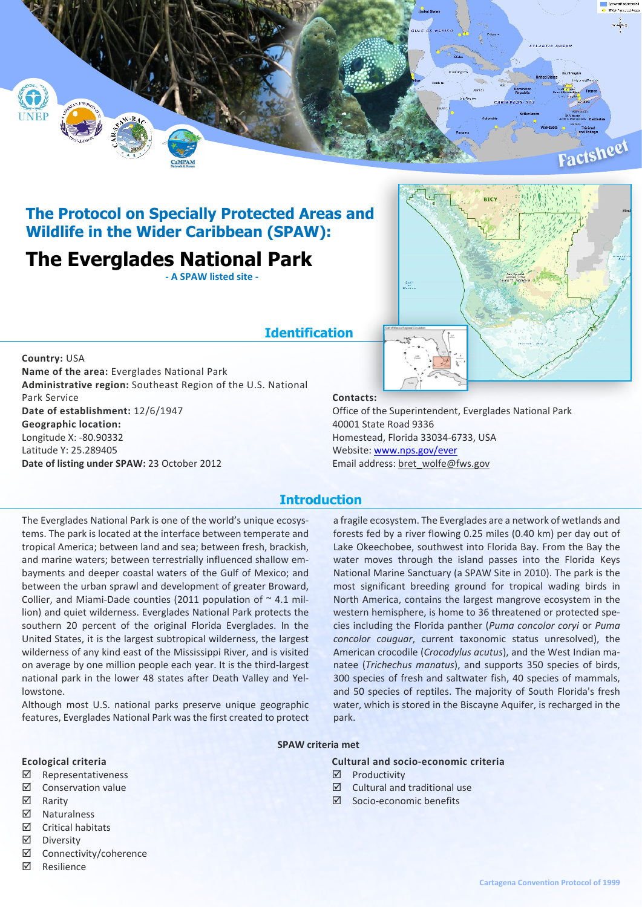# The Protocol on Specially Protected Areas and Wildlife in the Wider Caribbean (SPAW):

# The Everglades National Park

**- A SPAW listed site -**

## Identification

**Country:** USA
**Name of the area:** Everglades National Park
**Administrative region:** Southeast Region of the U.S. National Park Service
**Date of establishment:** 12/6/1947
**Geographic location:**
Longitude X: -80.90332
Latitude Y: 25.289405
**Date of listing under SPAW:** 23 October 2012

**Contacts:**
Office of the Superintendent, Everglades National Park
40001 State Road 9336
Homestead, Florida 33034-6733, USA
Website: www.nps.gov/ever
Email address: bret_wolfe@fws.gov

## Introduction

The Everglades National Park is one of the world's unique ecosystems. The park is located at the interface between temperate and tropical America; between land and sea; between fresh, brackish, and marine waters; between terrestrially influenced shallow embayments and deeper coastal waters of the Gulf of Mexico; and between the urban sprawl and development of greater Broward, Collier, and Miami-Dade counties (2011 population of ~ 4.1 million) and quiet wilderness. Everglades National Park protects the southern 20 percent of the original Florida Everglades. In the United States, it is the largest subtropical wilderness, the largest wilderness of any kind east of the Mississippi River, and is visited on average by one million people each year. It is the third-largest national park in the lower 48 states after Death Valley and Yellowstone.

Although most U.S. national parks preserve unique geographic features, Everglades National Park was the first created to protect a fragile ecosystem. The Everglades are a network of wetlands and forests fed by a river flowing 0.25 miles (0.40 km) per day out of Lake Okeechobee, southwest into Florida Bay. From the Bay the water moves through the island passes into the Florida Keys National Marine Sanctuary (a SPAW Site in 2010). The park is the most significant breeding ground for tropical wading birds in North America, contains the largest mangrove ecosystem in the western hemisphere, is home to 36 threatened or protected species including the Florida panther (*Puma concolor coryi* or *Puma concolor couguar*, current taxonomic status unresolved), the American crocodile (*Crocodylus acutus*), and the West Indian manatee (*Trichechus manatus*), and supports 350 species of birds, 300 species of fresh and saltwater fish, 40 species of mammals, and 50 species of reptiles. The majority of South Florida's fresh water, which is stored in the Biscayne Aquifer, is recharged in the park.

### SPAW criteria met

**Ecological criteria**

- ☑ Representativeness
- ☑ Conservation value
- ☑ Rarity
- ☑ Naturalness
- ☑ Critical habitats
- ☑ Diversity
- ☑ Connectivity/coherence
- ☑ Resilience

**Cultural and socio-economic criteria**

- ☑ Productivity
- ☑ Cultural and traditional use
- ☑ Socio-economic benefits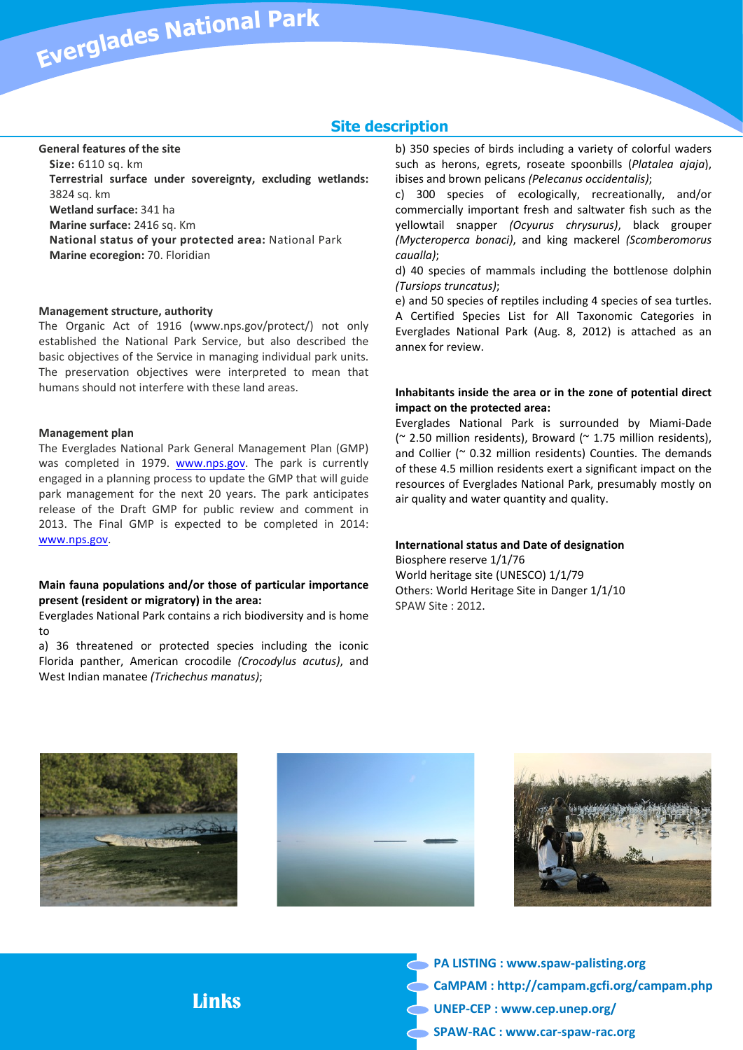# Everglades National Park

## Site description

**General features of the site**

**Size:** 6110 sq. km
**Terrestrial surface under sovereignty, excluding wetlands:** 3824 sq. km
**Wetland surface:** 341 ha
**Marine surface:** 2416 sq. Km
**National status of your protected area:** National Park
**Marine ecoregion:** 70. Floridian

**Management structure, authority**

The Organic Act of 1916 (www.nps.gov/protect/) not only established the National Park Service, but also described the basic objectives of the Service in managing individual park units. The preservation objectives were interpreted to mean that humans should not interfere with these land areas.

**Management plan**

The Everglades National Park General Management Plan (GMP) was completed in 1979. www.nps.gov. The park is currently engaged in a planning process to update the GMP that will guide park management for the next 20 years. The park anticipates release of the Draft GMP for public review and comment in 2013. The Final GMP is expected to be completed in 2014: www.nps.gov.

**Main fauna populations and/or those of particular importance present (resident or migratory) in the area:**

Everglades National Park contains a rich biodiversity and is home to

a) 36 threatened or protected species including the iconic Florida panther, American crocodile *(Crocodylus acutus)*, and West Indian manatee *(Trichechus manatus)*;

b) 350 species of birds including a variety of colorful waders such as herons, egrets, roseate spoonbills (*Platalea ajaja*), ibises and brown pelicans *(Pelecanus occidentalis)*;

c) 300 species of ecologically, recreationally, and/or commercially important fresh and saltwater fish such as the yellowtail snapper *(Ocyurus chrysurus)*, black grouper *(Mycteroperca bonaci)*, and king mackerel *(Scomberomorus caualla)*;

d) 40 species of mammals including the bottlenose dolphin *(Tursiops truncatus)*;

e) and 50 species of reptiles including 4 species of sea turtles.

A Certified Species List for All Taxonomic Categories in Everglades National Park (Aug. 8, 2012) is attached as an annex for review.

**Inhabitants inside the area or in the zone of potential direct impact on the protected area:**

Everglades National Park is surrounded by Miami-Dade (~ 2.50 million residents), Broward (~ 1.75 million residents), and Collier (~ 0.32 million residents) Counties. The demands of these 4.5 million residents exert a significant impact on the resources of Everglades National Park, presumably mostly on air quality and water quantity and quality.

**International status and Date of designation**

Biosphere reserve 1/1/76
World heritage site (UNESCO) 1/1/79
Others: World Heritage Site in Danger 1/1/10
SPAW Site : 2012.

## Links

- **PA LISTING : www.spaw-palisting.org**
- **CaMPAM : http://campam.gcfi.org/campam.php**
- **UNEP-CEP : www.cep.unep.org/**
- **SPAW-RAC : www.car-spaw-rac.org**